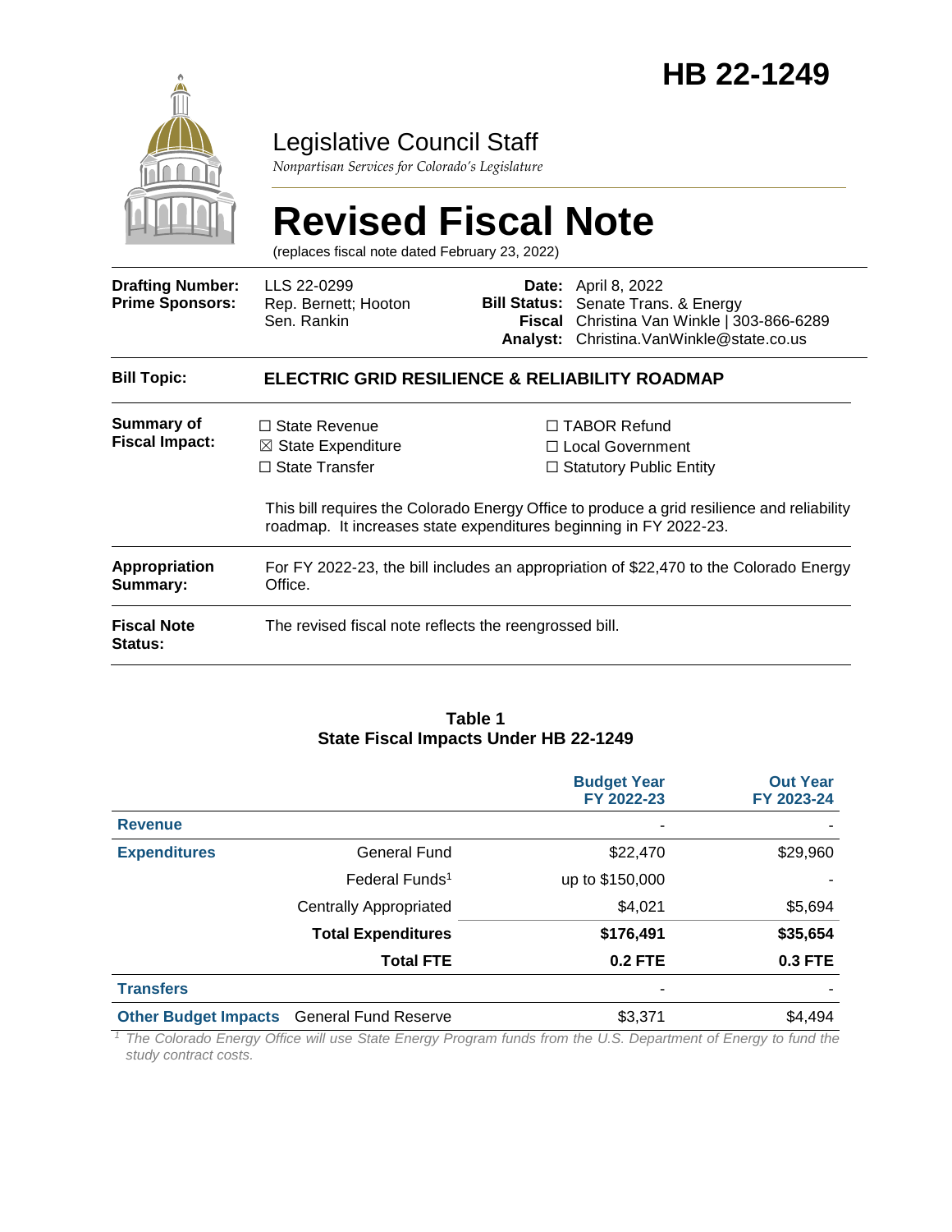# HB 22-1249

Legislative Council Staff

*Nonpartisan Services for Colorado's Legislature*

# Revised Fiscal Note

(replaces fiscal note dated February 23, 2022)

| | | | |
|---|---|---|---|
| **Drafting Number:** | LLS 22-0299 | **Date:** | April 8, 2022 |
| **Prime Sponsors:** | Rep. Bernett; Hooton<br>Sen. Rankin | **Bill Status:** | Senate Trans. & Energy |
| | | **Fiscal Analyst:** | Christina Van Winkle \| 303-866-6289<br>Christina.VanWinkle@state.co.us |

| | |
|---|---|
| **Bill Topic:** | **ELECTRIC GRID RESILIENCE & RELIABILITY ROADMAP** |
| **Summary of Fiscal Impact:** | ☐ State Revenue ☒ State Expenditure ☐ State Transfer ☐ TABOR Refund ☐ Local Government ☐ Statutory Public Entity<br><br>This bill requires the Colorado Energy Office to produce a grid resilience and reliability roadmap. It increases state expenditures beginning in FY 2022-23. |
| **Appropriation Summary:** | For FY 2022-23, the bill includes an appropriation of $22,470 to the Colorado Energy Office. |
| **Fiscal Note Status:** | The revised fiscal note reflects the reengrossed bill. |

**Table 1**
**State Fiscal Impacts Under HB 22-1249**

| | | Budget Year FY 2022-23 | Out Year FY 2023-24 |
|---|---|---|---|
| **Revenue** | | - | - |
| **Expenditures** | General Fund | $22,470 | $29,960 |
| | Federal Funds[1] | up to $150,000 | - |
| | Centrally Appropriated | $4,021 | $5,694 |
| | **Total Expenditures** | **$176,491** | **$35,654** |
| | **Total FTE** | **0.2 FTE** | **0.3 FTE** |
| **Transfers** | | - | - |
| **Other Budget Impacts** | General Fund Reserve | $3,371 | $4,494 |

[1] *The Colorado Energy Office will use State Energy Program funds from the U.S. Department of Energy to fund the study contract costs.*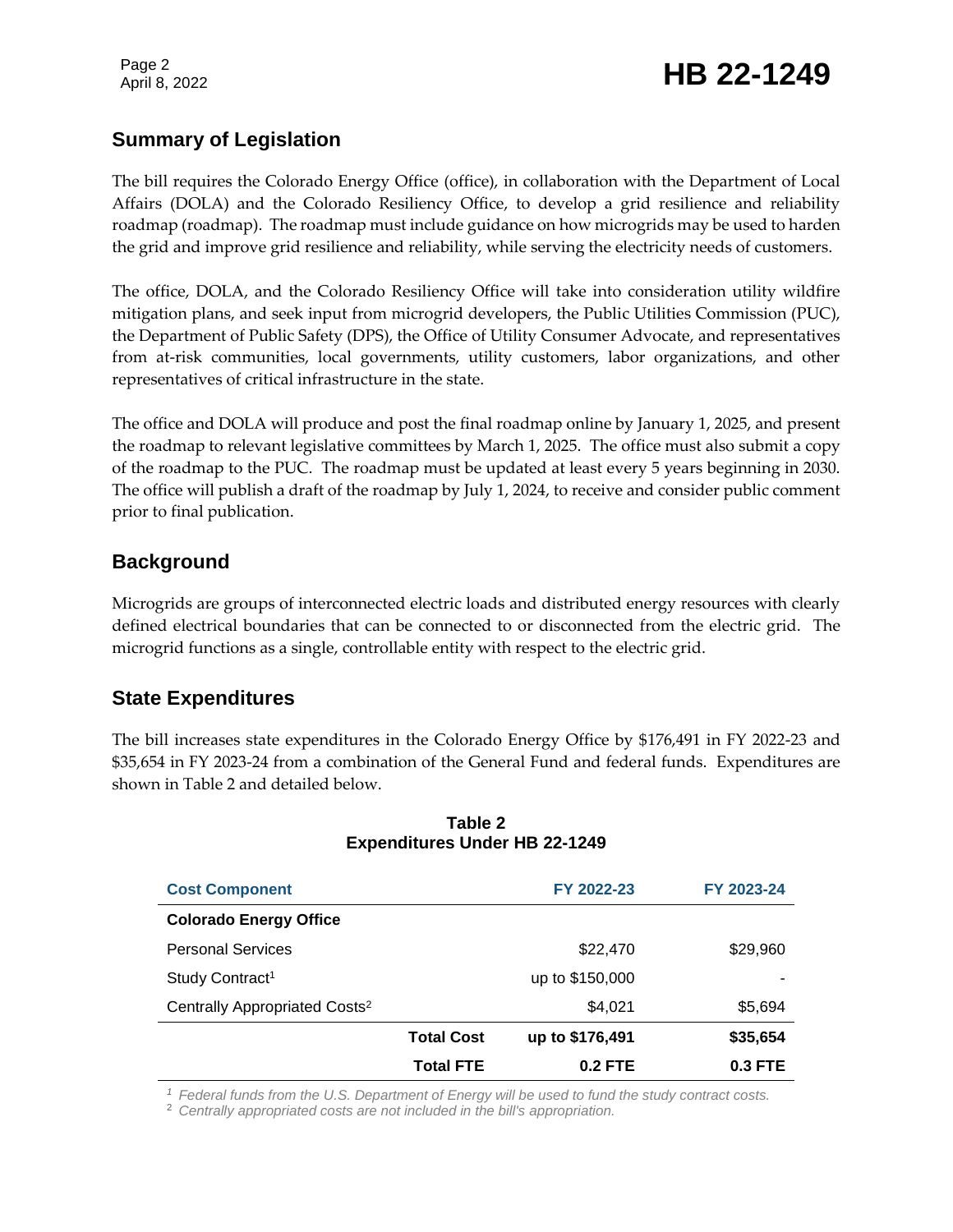## Summary of Legislation

The bill requires the Colorado Energy Office (office), in collaboration with the Department of Local Affairs (DOLA) and the Colorado Resiliency Office, to develop a grid resilience and reliability roadmap (roadmap). The roadmap must include guidance on how microgrids may be used to harden the grid and improve grid resilience and reliability, while serving the electricity needs of customers.

The office, DOLA, and the Colorado Resiliency Office will take into consideration utility wildfire mitigation plans, and seek input from microgrid developers, the Public Utilities Commission (PUC), the Department of Public Safety (DPS), the Office of Utility Consumer Advocate, and representatives from at-risk communities, local governments, utility customers, labor organizations, and other representatives of critical infrastructure in the state.

The office and DOLA will produce and post the final roadmap online by January 1, 2025, and present the roadmap to relevant legislative committees by March 1, 2025. The office must also submit a copy of the roadmap to the PUC. The roadmap must be updated at least every 5 years beginning in 2030. The office will publish a draft of the roadmap by July 1, 2024, to receive and consider public comment prior to final publication.

## Background

Microgrids are groups of interconnected electric loads and distributed energy resources with clearly defined electrical boundaries that can be connected to or disconnected from the electric grid. The microgrid functions as a single, controllable entity with respect to the electric grid.

## State Expenditures

The bill increases state expenditures in the Colorado Energy Office by $176,491 in FY 2022-23 and $35,654 in FY 2023-24 from a combination of the General Fund and federal funds. Expenditures are shown in Table 2 and detailed below.

**Table 2**
**Expenditures Under HB 22-1249**

| Cost Component | FY 2022-23 | FY 2023-24 |
|---|---|---|
| **Colorado Energy Office** | | |
| Personal Services | $22,470 | $29,960 |
| Study Contract[1] | up to $150,000 | - |
| Centrally Appropriated Costs[2] | $4,021 | $5,694 |
| **Total Cost** | **up to $176,491** | **$35,654** |
| **Total FTE** | **0.2 FTE** | **0.3 FTE** |

*[1] Federal funds from the U.S. Department of Energy will be used to fund the study contract costs.*
*[2] Centrally appropriated costs are not included in the bill's appropriation.*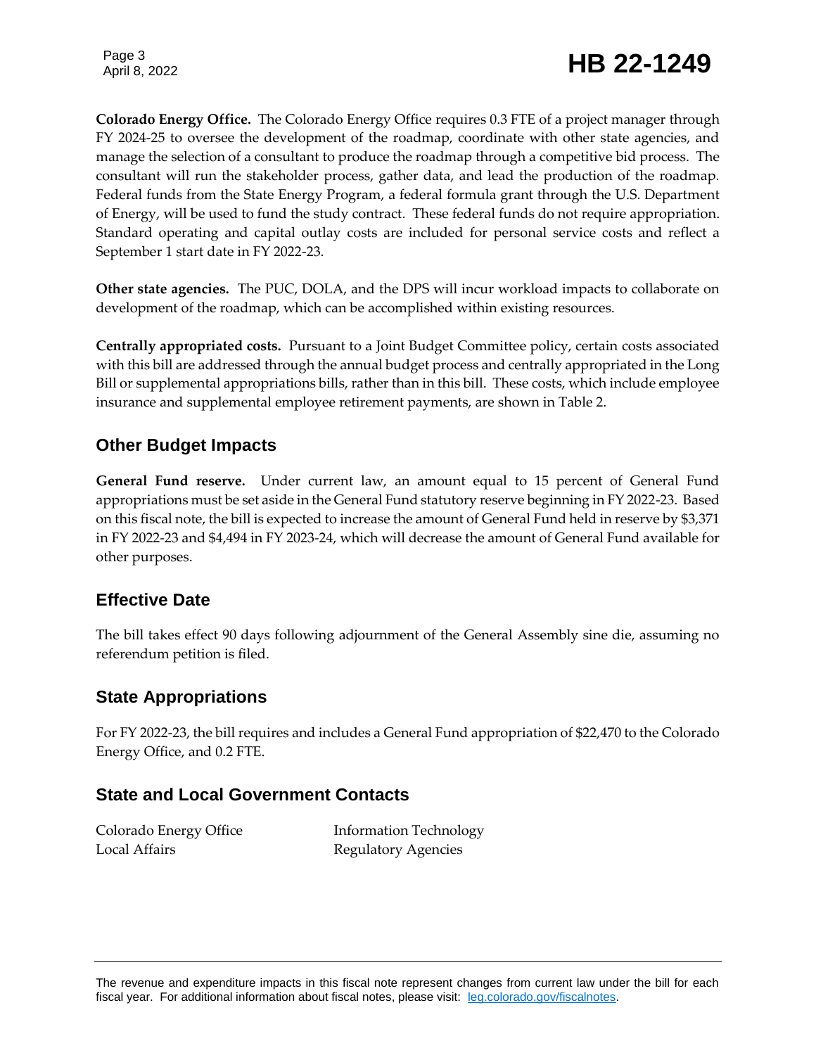**Colorado Energy Office.** The Colorado Energy Office requires 0.3 FTE of a project manager through FY 2024-25 to oversee the development of the roadmap, coordinate with other state agencies, and manage the selection of a consultant to produce the roadmap through a competitive bid process. The consultant will run the stakeholder process, gather data, and lead the production of the roadmap. Federal funds from the State Energy Program, a federal formula grant through the U.S. Department of Energy, will be used to fund the study contract. These federal funds do not require appropriation. Standard operating and capital outlay costs are included for personal service costs and reflect a September 1 start date in FY 2022-23.

**Other state agencies.** The PUC, DOLA, and the DPS will incur workload impacts to collaborate on development of the roadmap, which can be accomplished within existing resources.

**Centrally appropriated costs.** Pursuant to a Joint Budget Committee policy, certain costs associated with this bill are addressed through the annual budget process and centrally appropriated in the Long Bill or supplemental appropriations bills, rather than in this bill. These costs, which include employee insurance and supplemental employee retirement payments, are shown in Table 2.

## Other Budget Impacts

**General Fund reserve.** Under current law, an amount equal to 15 percent of General Fund appropriations must be set aside in the General Fund statutory reserve beginning in FY 2022-23. Based on this fiscal note, the bill is expected to increase the amount of General Fund held in reserve by $3,371 in FY 2022-23 and $4,494 in FY 2023-24, which will decrease the amount of General Fund available for other purposes.

## Effective Date

The bill takes effect 90 days following adjournment of the General Assembly sine die, assuming no referendum petition is filed.

## State Appropriations

For FY 2022-23, the bill requires and includes a General Fund appropriation of $22,470 to the Colorado Energy Office, and 0.2 FTE.

## State and Local Government Contacts

| | |
|---|---|
| Colorado Energy Office | Information Technology |
| Local Affairs | Regulatory Agencies |

The revenue and expenditure impacts in this fiscal note represent changes from current law under the bill for each fiscal year. For additional information about fiscal notes, please visit: leg.colorado.gov/fiscalnotes.